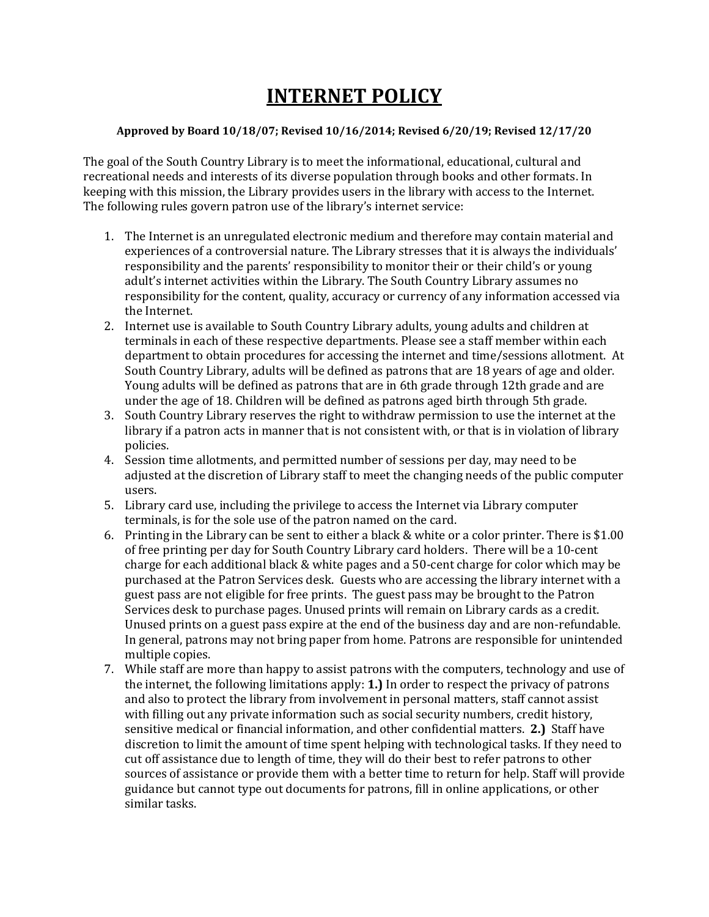# INTERNET POLICY

**Approved by Board 10/18/07; Revised 10/16/2014; Revised 6/20/19; Revised 12/17/20**

The goal of the South Country Library is to meet the informational, educational, cultural and recreational needs and interests of its diverse population through books and other formats. In keeping with this mission, the Library provides users in the library with access to the Internet. The following rules govern patron use of the library's internet service:

1. The Internet is an unregulated electronic medium and therefore may contain material and experiences of a controversial nature. The Library stresses that it is always the individuals' responsibility and the parents' responsibility to monitor their or their child's or young adult's internet activities within the Library. The South Country Library assumes no responsibility for the content, quality, accuracy or currency of any information accessed via the Internet.
2. Internet use is available to South Country Library adults, young adults and children at terminals in each of these respective departments. Please see a staff member within each department to obtain procedures for accessing the internet and time/sessions allotment. At South Country Library, adults will be defined as patrons that are 18 years of age and older. Young adults will be defined as patrons that are in 6th grade through 12th grade and are under the age of 18. Children will be defined as patrons aged birth through 5th grade.
3. South Country Library reserves the right to withdraw permission to use the internet at the library if a patron acts in manner that is not consistent with, or that is in violation of library policies.
4. Session time allotments, and permitted number of sessions per day, may need to be adjusted at the discretion of Library staff to meet the changing needs of the public computer users.
5. Library card use, including the privilege to access the Internet via Library computer terminals, is for the sole use of the patron named on the card.
6. Printing in the Library can be sent to either a black & white or a color printer. There is $1.00 of free printing per day for South Country Library card holders. There will be a 10-cent charge for each additional black & white pages and a 50-cent charge for color which may be purchased at the Patron Services desk. Guests who are accessing the library internet with a guest pass are not eligible for free prints. The guest pass may be brought to the Patron Services desk to purchase pages. Unused prints will remain on Library cards as a credit. Unused prints on a guest pass expire at the end of the business day and are non-refundable. In general, patrons may not bring paper from home. Patrons are responsible for unintended multiple copies.
7. While staff are more than happy to assist patrons with the computers, technology and use of the internet, the following limitations apply: **1.)** In order to respect the privacy of patrons and also to protect the library from involvement in personal matters, staff cannot assist with filling out any private information such as social security numbers, credit history, sensitive medical or financial information, and other confidential matters. **2.)** Staff have discretion to limit the amount of time spent helping with technological tasks. If they need to cut off assistance due to length of time, they will do their best to refer patrons to other sources of assistance or provide them with a better time to return for help. Staff will provide guidance but cannot type out documents for patrons, fill in online applications, or other similar tasks.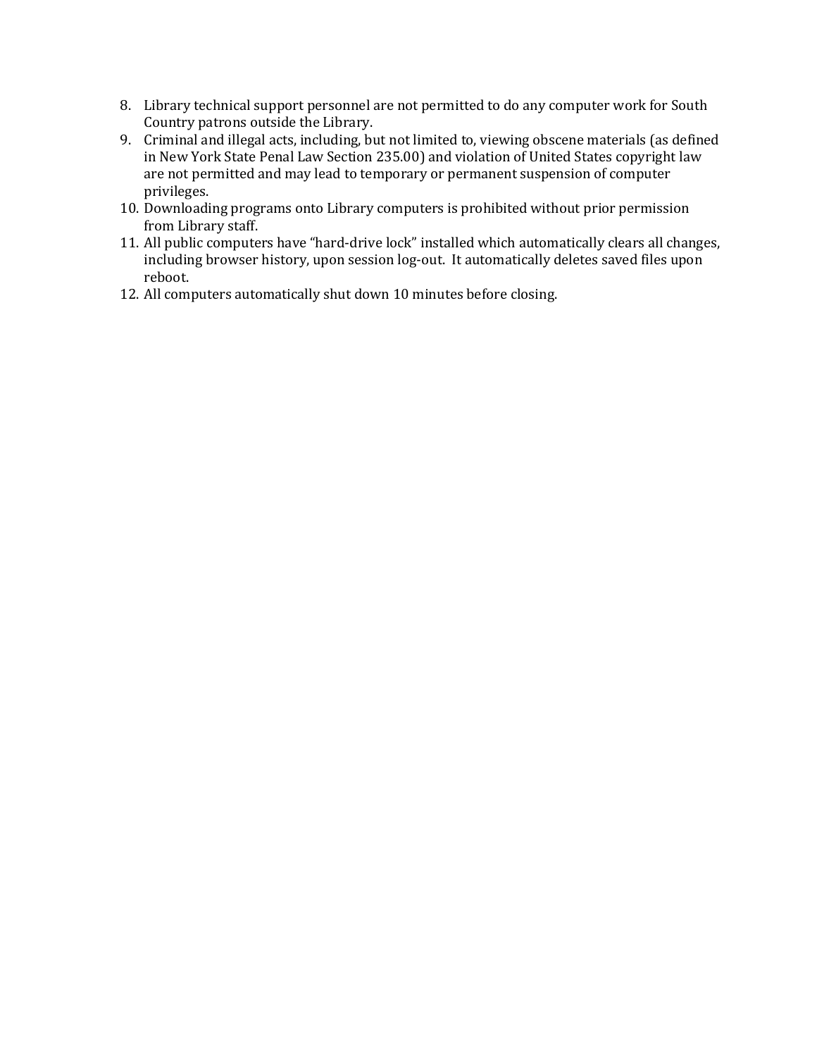8. Library technical support personnel are not permitted to do any computer work for South Country patrons outside the Library.
9. Criminal and illegal acts, including, but not limited to, viewing obscene materials (as defined in New York State Penal Law Section 235.00) and violation of United States copyright law are not permitted and may lead to temporary or permanent suspension of computer privileges.
10. Downloading programs onto Library computers is prohibited without prior permission from Library staff.
11. All public computers have "hard-drive lock" installed which automatically clears all changes, including browser history, upon session log-out. It automatically deletes saved files upon reboot.
12. All computers automatically shut down 10 minutes before closing.